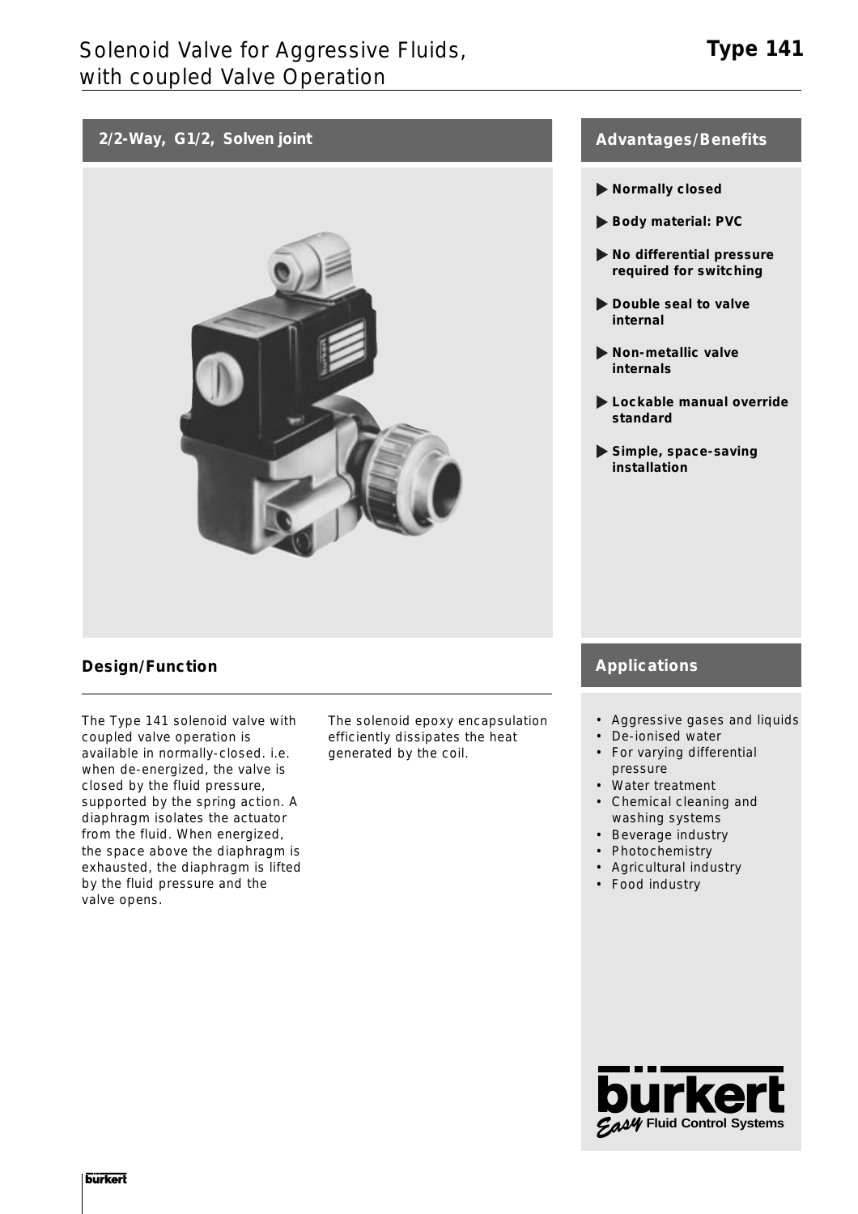# Solenoid Valve for Aggressive Fluids, with coupled Valve Operation

**Type 141**

## 2/2-Way, G1/2, Solven joint

## Advantages/Benefits

- **Normally closed**
- **Body material: PVC**
- **No differential pressure required for switching**
- **Double seal to valve internal**
- **Non-metallic valve internals**
- **Lockable manual override standard**
- **Simple, space-saving installation**

## Design/Function

The Type 141 solenoid valve with coupled valve operation is available in normally-closed. i.e. when de-energized, the valve is closed by the fluid pressure, supported by the spring action. A diaphragm isolates the actuator from the fluid. When energized, the space above the diaphragm is exhausted, the diaphragm is lifted by the fluid pressure and the valve opens.

The solenoid epoxy encapsulation efficiently dissipates the heat generated by the coil.

## Applications

- Aggressive gases and liquids
- De-ionised water
- For varying differential pressure
- Water treatment
- Chemical cleaning and washing systems
- Beverage industry
- Photochemistry
- Agricultural industry
- Food industry

bürkert *Easy* Fluid Control Systems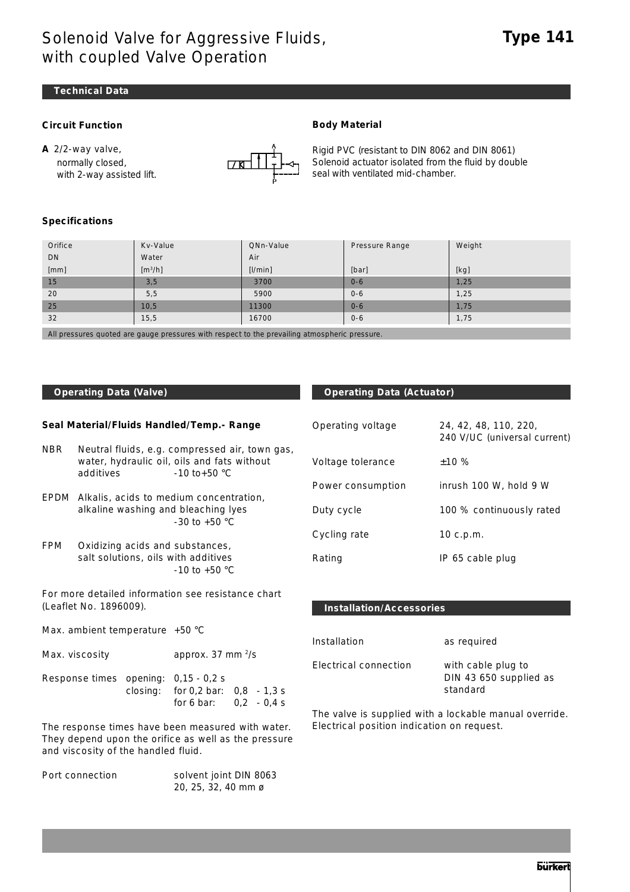# Solenoid Valve for Aggressive Fluids, with coupled Valve Operation

# Type 141

## Technical Data

### Circuit Function

**A** 2/2-way valve,
normally closed,
with 2-way assisted lift.

### Body Material

Rigid PVC (resistant to DIN 8062 and DIN 8061)
Solenoid actuator isolated from the fluid by double seal with ventilated mid-chamber.

### Specifications

| Orifice DN [mm] | Kv-Value Water [m³/h] | QNn-Value Air [l/min] | Pressure Range [bar] | Weight [kg] |
|---|---|---|---|---|
| 15 | 3,5 | 3700 | 0 - 6 | 1,25 |
| 20 | 5,5 | 5900 | 0 - 6 | 1,25 |
| 25 | 10,5 | 11300 | 0 - 6 | 1,75 |
| 32 | 15,5 | 16700 | 0 - 6 | 1,75 |

All pressures quoted are gauge pressures with respect to the prevailing atmospheric pressure.

## Operating Data (Valve)

### Seal Material/Fluids Handled/Temp.- Range

- **NBR** Neutral fluids, e.g. compressed air, town gas, water, hydraulic oil, oils and fats without additives -10 to +50 °C
- **EPDM** Alkalis, acids to medium concentration, alkaline washing and bleaching lyes -30 to +50 °C
- **FPM** Oxidizing acids and substances, salt solutions, oils with additives -10 to +50 °C

For more detailed information see resistance chart (Leaflet No. 1896009).

Max. ambient temperature +50 °C

Max. viscosity approx. 37 mm²/s

Response times opening: 0,15 - 0,2 s
closing: for 0,2 bar: 0,8 - 1,3 s
for 6 bar: 0,2 - 0,4 s

The response times have been measured with water. They depend upon the orifice as well as the pressure and viscosity of the handled fluid.

Port connection solvent joint DIN 8063 20, 25, 32, 40 mm ø

## Operating Data (Actuator)

| | |
|---|---|
| Operating voltage | 24, 42, 48, 110, 220, 240 V/UC (universal current) |
| Voltage tolerance | ±10 % |
| Power consumption | inrush 100 W, hold 9 W |
| Duty cycle | 100 % continuously rated |
| Cycling rate | 10 c.p.m. |
| Rating | IP 65 cable plug |

## Installation/Accessories

| | |
|---|---|
| Installation | as required |
| Electrical connection | with cable plug to DIN 43 650 supplied as standard |

The valve is supplied with a lockable manual override. Electrical position indication on request.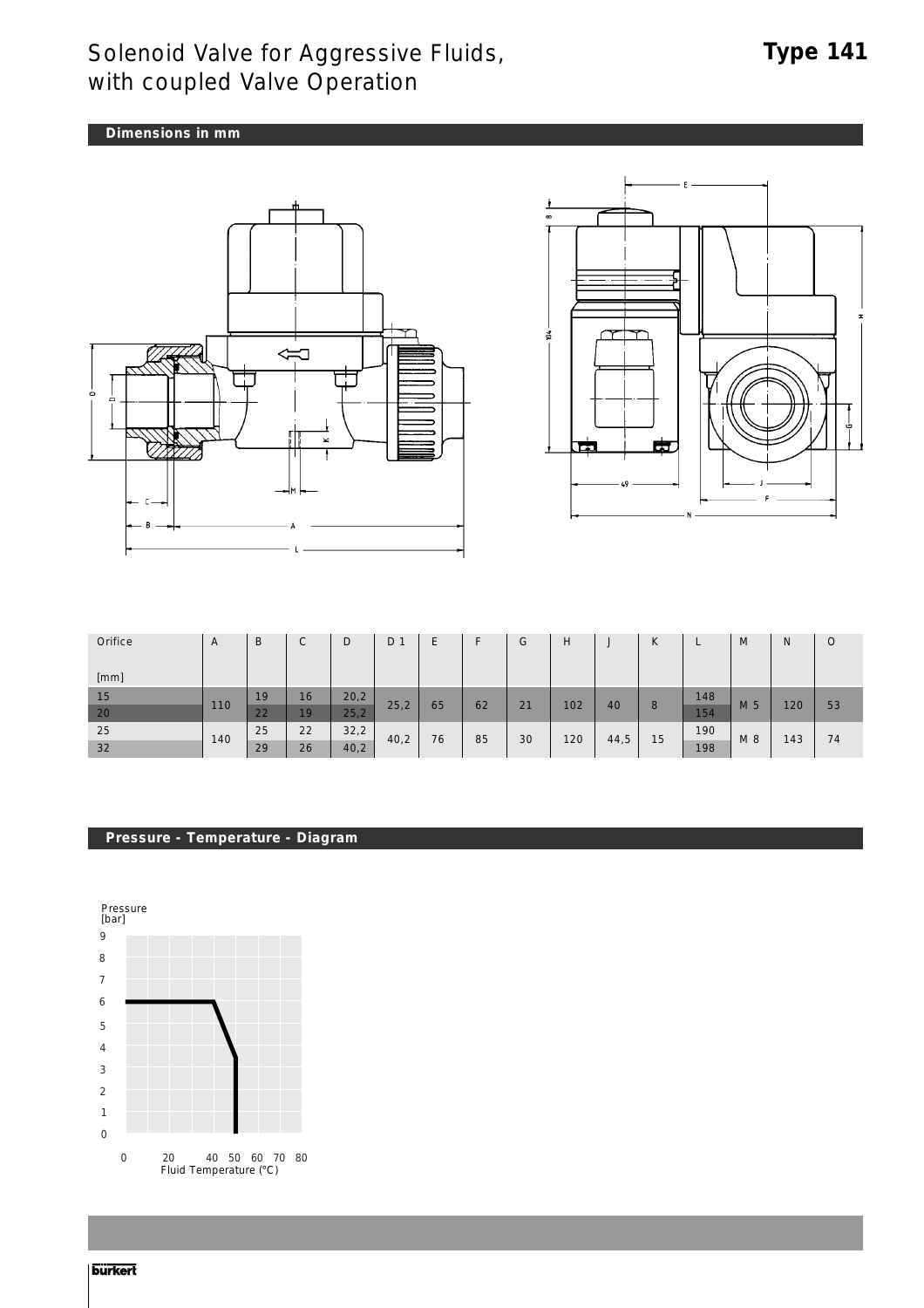# Solenoid Valve for Aggressive Fluids, with coupled Valve Operation

**Type 141**

## Dimensions in mm

| Orifice [mm] | A | B | C | D | D 1 | E | F | G | H | J | K | L | M | N | O |
|---|---|---|---|---|---|---|---|---|---|---|---|---|---|---|---|
| 15 | 110 | 19 | 16 | 20,2 | 25,2 | 65 | 62 | 21 | 102 | 40 | 8 | 148 | M 5 | 120 | 53 |
| 20 | | 22 | 19 | 25,2 | | | | | | | | 154 | | | |
| 25 | 140 | 25 | 22 | 32,2 | 40,2 | 76 | 85 | 30 | 120 | 44,5 | 15 | 190 | M 8 | 143 | 74 |
| 32 | | 29 | 26 | 40,2 | | | | | | | | 198 | | | |

## Pressure - Temperature - Diagram

Pressure [bar]

Fluid Temperature (°C)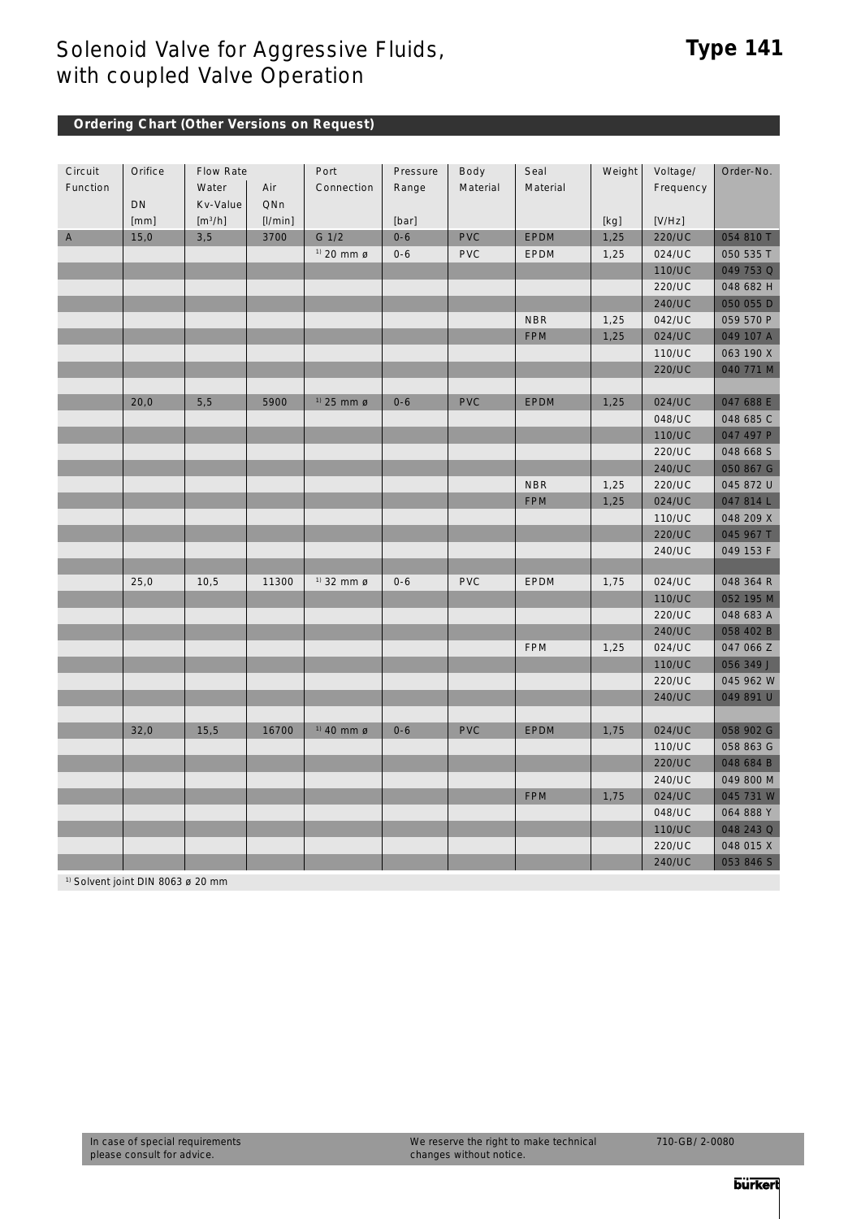# Solenoid Valve for Aggressive Fluids, with coupled Valve Operation

**Type 141**

## Ordering Chart (Other Versions on Request)

| Circuit Function | Orifice DN [mm] | Flow Rate Water Kv-Value [m³/h] | Flow Rate Air QNn [l/min] | Port Connection | Pressure Range [bar] | Body Material | Seal Material | Weight [kg] | Voltage/ Frequency [V/Hz] | Order-No. |
|---|---|---|---|---|---|---|---|---|---|---|
| A | 15,0 | 3,5 | 3700 | G 1/2 | 0-6 | PVC | EPDM | 1,25 | 220/UC | 054 810 T |
| | | | | [1] 20 mm ø | 0-6 | PVC | EPDM | 1,25 | 024/UC | 050 535 T |
| | | | | | | | | | 110/UC | 049 753 Q |
| | | | | | | | | | 220/UC | 048 682 H |
| | | | | | | | | | 240/UC | 050 055 D |
| | | | | | | | NBR | 1,25 | 042/UC | 059 570 P |
| | | | | | | | FPM | 1,25 | 024/UC | 049 107 A |
| | | | | | | | | | 110/UC | 063 190 X |
| | | | | | | | | | 220/UC | 040 771 M |
| | | | | | | | | | | |
| | 20,0 | 5,5 | 5900 | [1] 25 mm ø | 0-6 | PVC | EPDM | 1,25 | 024/UC | 047 688 E |
| | | | | | | | | | 048/UC | 048 685 C |
| | | | | | | | | | 110/UC | 047 497 P |
| | | | | | | | | | 220/UC | 048 668 S |
| | | | | | | | | | 240/UC | 050 867 G |
| | | | | | | | NBR | 1,25 | 220/UC | 045 872 U |
| | | | | | | | FPM | 1,25 | 024/UC | 047 814 L |
| | | | | | | | | | 110/UC | 048 209 X |
| | | | | | | | | | 220/UC | 045 967 T |
| | | | | | | | | | 240/UC | 049 153 F |
| | | | | | | | | | | |
| | 25,0 | 10,5 | 11300 | [1] 32 mm ø | 0-6 | PVC | EPDM | 1,75 | 024/UC | 048 364 R |
| | | | | | | | | | 110/UC | 052 195 M |
| | | | | | | | | | 220/UC | 048 683 A |
| | | | | | | | | | 240/UC | 058 402 B |
| | | | | | | | FPM | 1,25 | 024/UC | 047 066 Z |
| | | | | | | | | | 110/UC | 056 349 J |
| | | | | | | | | | 220/UC | 045 962 W |
| | | | | | | | | | 240/UC | 049 891 U |
| | | | | | | | | | | |
| | 32,0 | 15,5 | 16700 | [1] 40 mm ø | 0-6 | PVC | EPDM | 1,75 | 024/UC | 058 902 G |
| | | | | | | | | | 110/UC | 058 863 G |
| | | | | | | | | | 220/UC | 048 684 B |
| | | | | | | | | | 240/UC | 049 800 M |
| | | | | | | | FPM | 1,75 | 024/UC | 045 731 W |
| | | | | | | | | | 048/UC | 064 888 Y |
| | | | | | | | | | 110/UC | 048 243 Q |
| | | | | | | | | | 220/UC | 048 015 X |
| | | | | | | | | | 240/UC | 053 846 S |

[1] Solvent joint DIN 8063 ø 20 mm

In case of special requirements please consult for advice.

We reserve the right to make technical changes without notice.

710-GB/ 2-0080